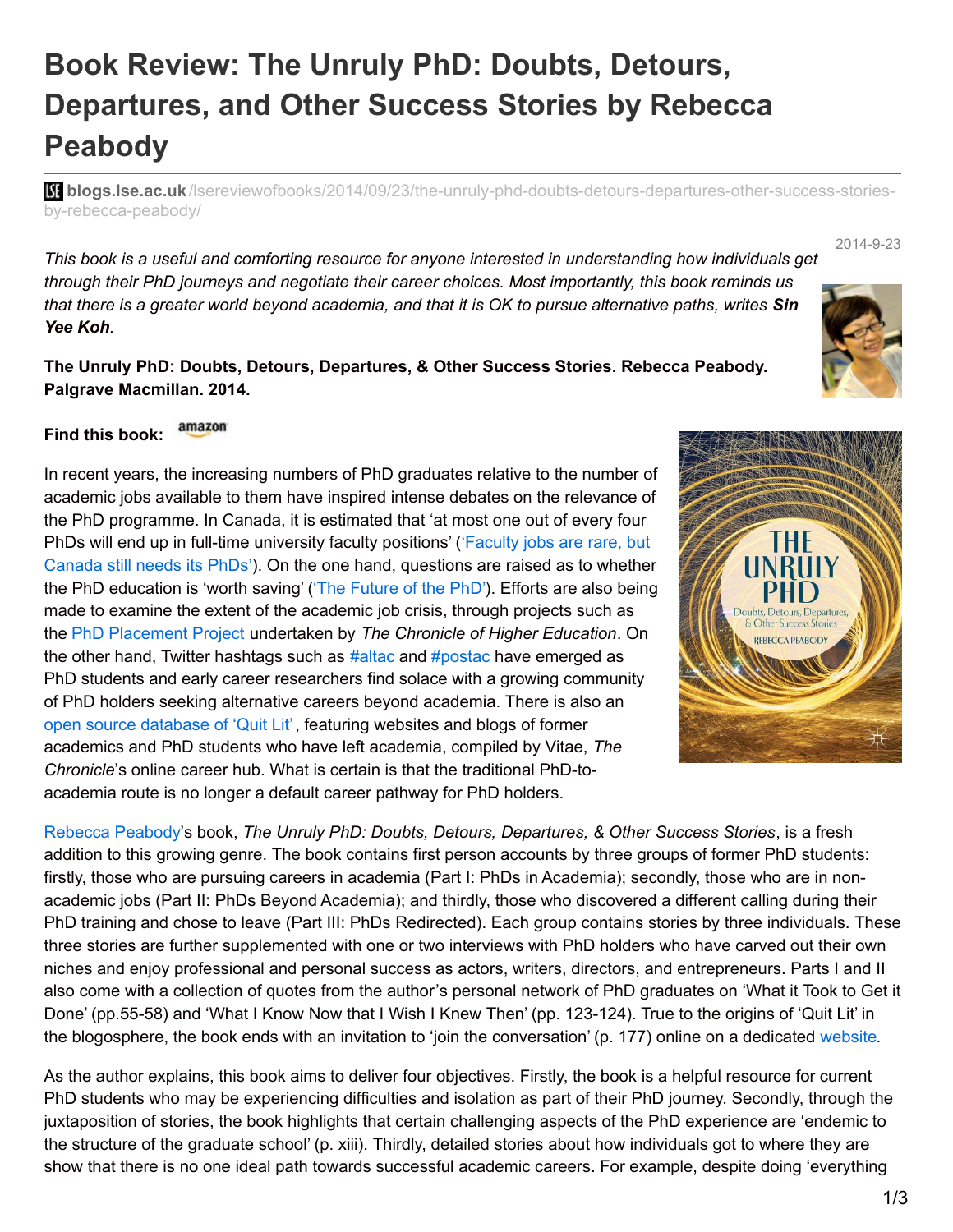# Book Review: The Unruly PhD: Doubts, Detours, Departures, and Other Success Stories by Rebecca Peabody

blogs.lse.ac.uk/lsereviewofbooks/2014/09/23/the-unruly-phd-doubts-detours-departures-other-success-stories-by-rebecca-peabody/

2014-9-23

*This book is a useful and comforting resource for anyone interested in understanding how individuals get through their PhD journeys and negotiate their career choices. Most importantly, this book reminds us that there is a greater world beyond academia, and that it is OK to pursue alternative paths, writes* ***Sin Yee Koh****.*

**The Unruly PhD: Doubts, Detours, Departures, & Other Success Stories. Rebecca Peabody. Palgrave Macmillan. 2014.**

**Find this book:** amazon

In recent years, the increasing numbers of PhD graduates relative to the number of academic jobs available to them have inspired intense debates on the relevance of the PhD programme. In Canada, it is estimated that 'at most one out of every four PhDs will end up in full-time university faculty positions' ('Faculty jobs are rare, but Canada still needs its PhDs'). On the one hand, questions are raised as to whether the PhD education is 'worth saving' ('The Future of the PhD'). Efforts are also being made to examine the extent of the academic job crisis, through projects such as the PhD Placement Project undertaken by *The Chronicle of Higher Education*. On the other hand, Twitter hashtags such as #altac and #postac have emerged as PhD students and early career researchers find solace with a growing community of PhD holders seeking alternative careers beyond academia. There is also an open source database of 'Quit Lit', featuring websites and blogs of former academics and PhD students who have left academia, compiled by Vitae, *The Chronicle*'s online career hub. What is certain is that the traditional PhD-to-academia route is no longer a default career pathway for PhD holders.

Rebecca Peabody's book, *The Unruly PhD: Doubts, Detours, Departures, & Other Success Stories*, is a fresh addition to this growing genre. The book contains first person accounts by three groups of former PhD students: firstly, those who are pursuing careers in academia (Part I: PhDs in Academia); secondly, those who are in non-academic jobs (Part II: PhDs Beyond Academia); and thirdly, those who discovered a different calling during their PhD training and chose to leave (Part III: PhDs Redirected). Each group contains stories by three individuals. These three stories are further supplemented with one or two interviews with PhD holders who have carved out their own niches and enjoy professional and personal success as actors, writers, directors, and entrepreneurs. Parts I and II also come with a collection of quotes from the author's personal network of PhD graduates on 'What it Took to Get it Done' (pp.55-58) and 'What I Know Now that I Wish I Knew Then' (pp. 123-124). True to the origins of 'Quit Lit' in the blogosphere, the book ends with an invitation to 'join the conversation' (p. 177) online on a dedicated website.

As the author explains, this book aims to deliver four objectives. Firstly, the book is a helpful resource for current PhD students who may be experiencing difficulties and isolation as part of their PhD journey. Secondly, through the juxtaposition of stories, the book highlights that certain challenging aspects of the PhD experience are 'endemic to the structure of the graduate school' (p. xiii). Thirdly, detailed stories about how individuals got to where they are show that there is no one ideal path towards successful academic careers. For example, despite doing 'everything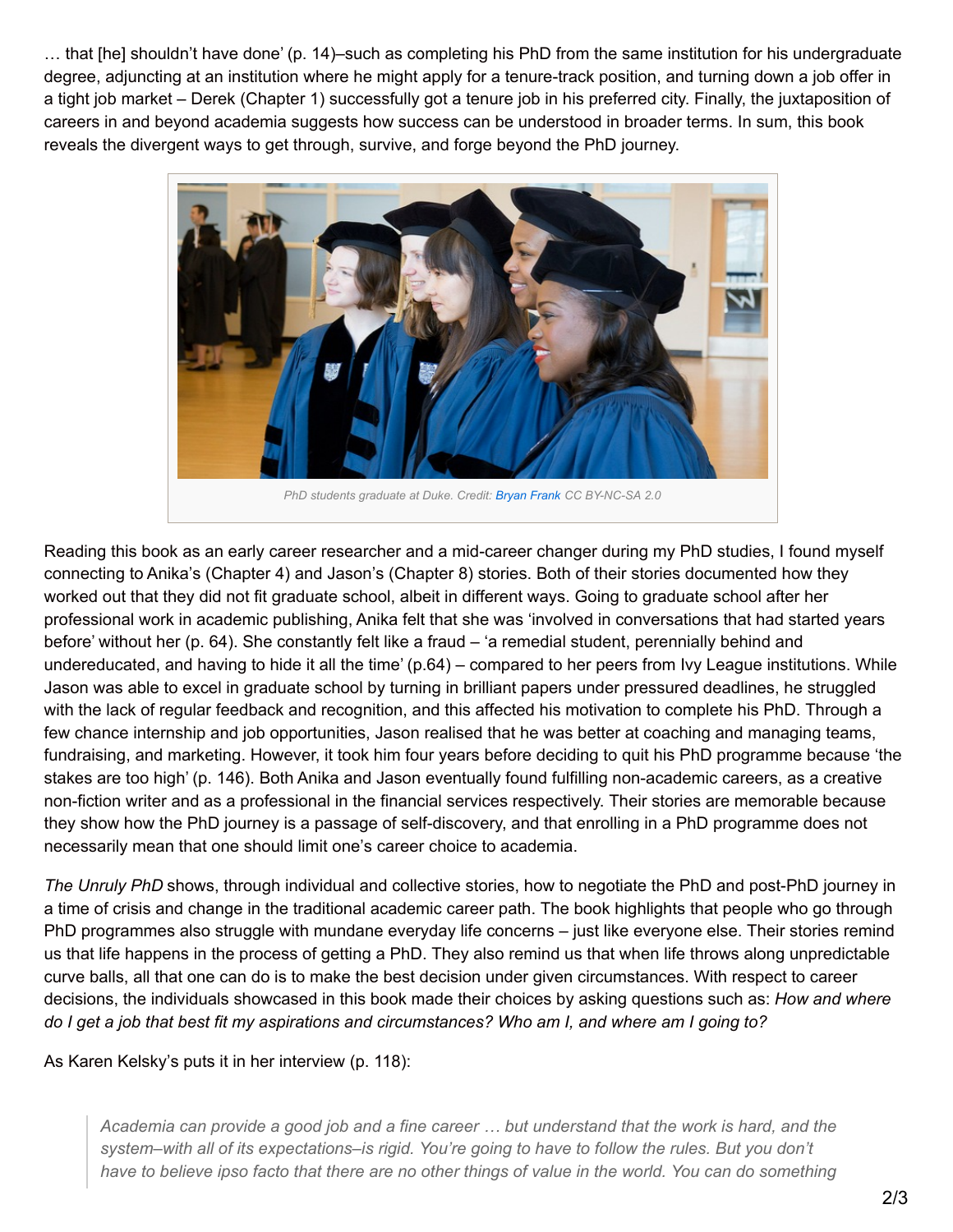… that [he] shouldn't have done' (p. 14)–such as completing his PhD from the same institution for his undergraduate degree, adjuncting at an institution where he might apply for a tenure-track position, and turning down a job offer in a tight job market – Derek (Chapter 1) successfully got a tenure job in his preferred city. Finally, the juxtaposition of careers in and beyond academia suggests how success can be understood in broader terms. In sum, this book reveals the divergent ways to get through, survive, and forge beyond the PhD journey.

*PhD students graduate at Duke. Credit: Bryan Frank CC BY-NC-SA 2.0*

Reading this book as an early career researcher and a mid-career changer during my PhD studies, I found myself connecting to Anika's (Chapter 4) and Jason's (Chapter 8) stories. Both of their stories documented how they worked out that they did not fit graduate school, albeit in different ways. Going to graduate school after her professional work in academic publishing, Anika felt that she was 'involved in conversations that had started years before' without her (p. 64). She constantly felt like a fraud – 'a remedial student, perennially behind and undereducated, and having to hide it all the time' (p.64) – compared to her peers from Ivy League institutions. While Jason was able to excel in graduate school by turning in brilliant papers under pressured deadlines, he struggled with the lack of regular feedback and recognition, and this affected his motivation to complete his PhD. Through a few chance internship and job opportunities, Jason realised that he was better at coaching and managing teams, fundraising, and marketing. However, it took him four years before deciding to quit his PhD programme because 'the stakes are too high' (p. 146). Both Anika and Jason eventually found fulfilling non-academic careers, as a creative non-fiction writer and as a professional in the financial services respectively. Their stories are memorable because they show how the PhD journey is a passage of self-discovery, and that enrolling in a PhD programme does not necessarily mean that one should limit one's career choice to academia.

*The Unruly PhD* shows, through individual and collective stories, how to negotiate the PhD and post-PhD journey in a time of crisis and change in the traditional academic career path. The book highlights that people who go through PhD programmes also struggle with mundane everyday life concerns – just like everyone else. Their stories remind us that life happens in the process of getting a PhD. They also remind us that when life throws along unpredictable curve balls, all that one can do is to make the best decision under given circumstances. With respect to career decisions, the individuals showcased in this book made their choices by asking questions such as: *How and where do I get a job that best fit my aspirations and circumstances? Who am I, and where am I going to?*

As Karen Kelsky's puts it in her interview (p. 118):

> *Academia can provide a good job and a fine career … but understand that the work is hard, and the system–with all of its expectations–is rigid. You're going to have to follow the rules. But you don't have to believe ipso facto that there are no other things of value in the world. You can do something*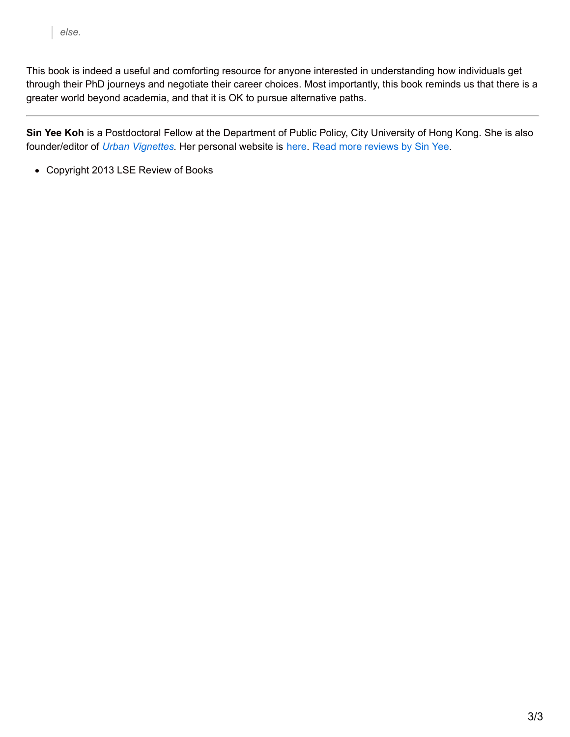> *else.*

This book is indeed a useful and comforting resource for anyone interested in understanding how individuals get through their PhD journeys and negotiate their career choices. Most importantly, this book reminds us that there is a greater world beyond academia, and that it is OK to pursue alternative paths.

---

**Sin Yee Koh** is a Postdoctoral Fellow at the Department of Public Policy, City University of Hong Kong. She is also founder/editor of *Urban Vignettes*. Her personal website is here. Read more reviews by Sin Yee.

- Copyright 2013 LSE Review of Books